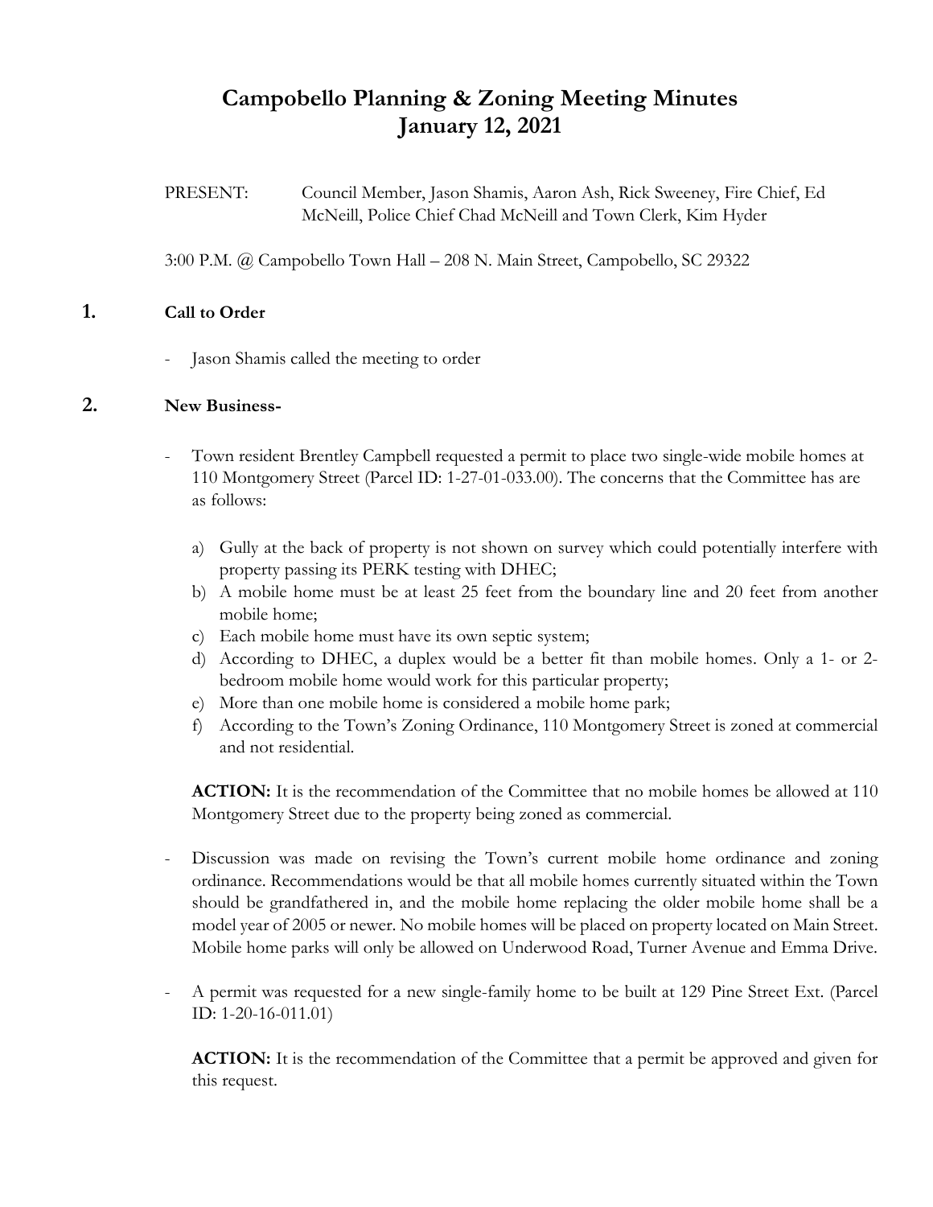# Campobello Planning & Zoning Meeting Minutes
# January 12, 2021

PRESENT: Council Member, Jason Shamis, Aaron Ash, Rick Sweeney, Fire Chief, Ed McNeill, Police Chief Chad McNeill and Town Clerk, Kim Hyder

3:00 P.M. @ Campobello Town Hall – 208 N. Main Street, Campobello, SC 29322

## 1. Call to Order

- Jason Shamis called the meeting to order

## 2. New Business-

- Town resident Brentley Campbell requested a permit to place two single-wide mobile homes at 110 Montgomery Street (Parcel ID: 1-27-01-033.00). The concerns that the Committee has are as follows:

  a) Gully at the back of property is not shown on survey which could potentially interfere with property passing its PERK testing with DHEC;
  b) A mobile home must be at least 25 feet from the boundary line and 20 feet from another mobile home;
  c) Each mobile home must have its own septic system;
  d) According to DHEC, a duplex would be a better fit than mobile homes. Only a 1- or 2-bedroom mobile home would work for this particular property;
  e) More than one mobile home is considered a mobile home park;
  f) According to the Town's Zoning Ordinance, 110 Montgomery Street is zoned at commercial and not residential.

  **ACTION:** It is the recommendation of the Committee that no mobile homes be allowed at 110 Montgomery Street due to the property being zoned as commercial.

- Discussion was made on revising the Town's current mobile home ordinance and zoning ordinance. Recommendations would be that all mobile homes currently situated within the Town should be grandfathered in, and the mobile home replacing the older mobile home shall be a model year of 2005 or newer. No mobile homes will be placed on property located on Main Street. Mobile home parks will only be allowed on Underwood Road, Turner Avenue and Emma Drive.

- A permit was requested for a new single-family home to be built at 129 Pine Street Ext. (Parcel ID: 1-20-16-011.01)

  **ACTION:** It is the recommendation of the Committee that a permit be approved and given for this request.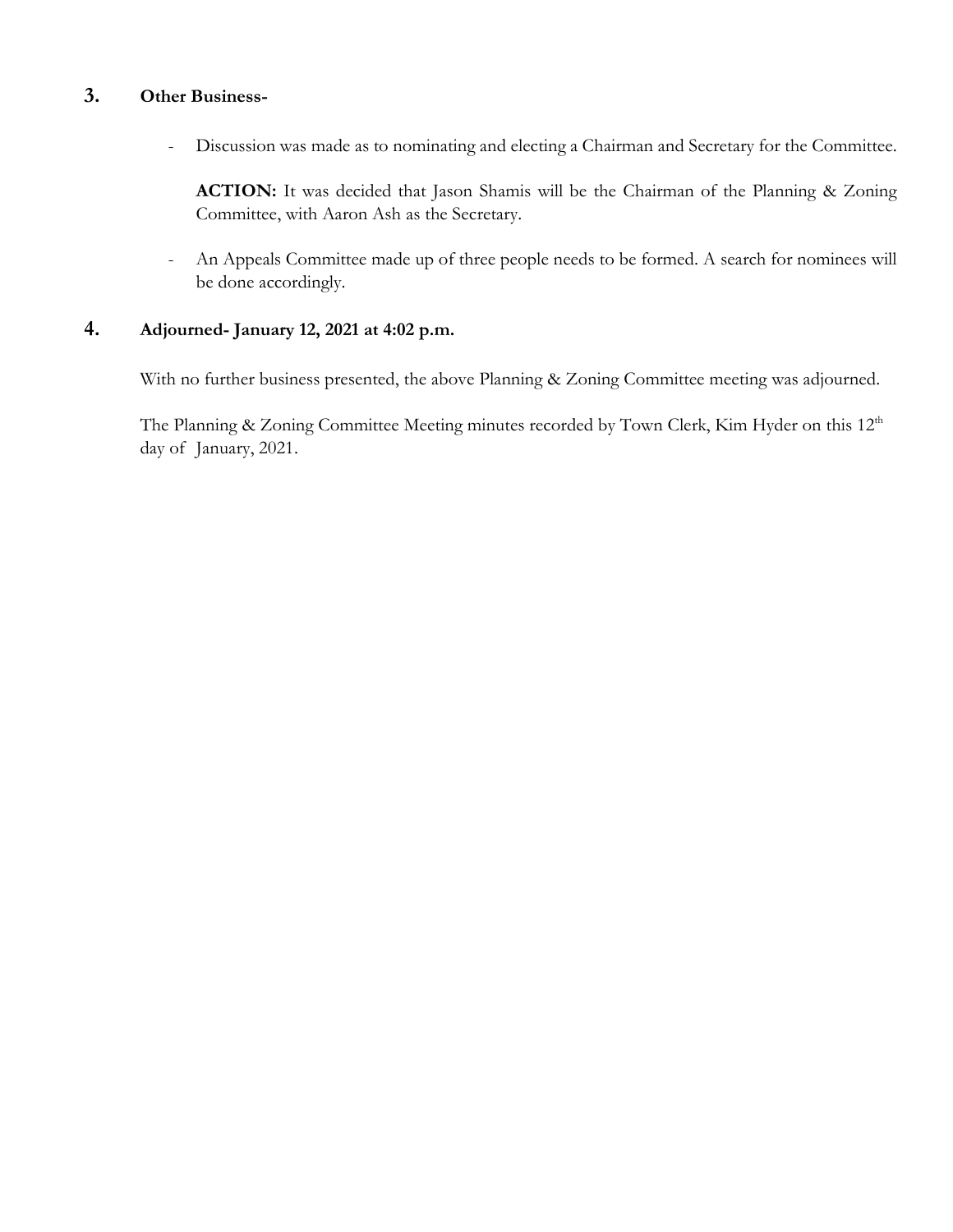## 3. Other Business-

- Discussion was made as to nominating and electing a Chairman and Secretary for the Committee.

  **ACTION:** It was decided that Jason Shamis will be the Chairman of the Planning & Zoning Committee, with Aaron Ash as the Secretary.

- An Appeals Committee made up of three people needs to be formed. A search for nominees will be done accordingly.

## 4. Adjourned- January 12, 2021 at 4:02 p.m.

With no further business presented, the above Planning & Zoning Committee meeting was adjourned.

The Planning & Zoning Committee Meeting minutes recorded by Town Clerk, Kim Hyder on this 12th day of January, 2021.